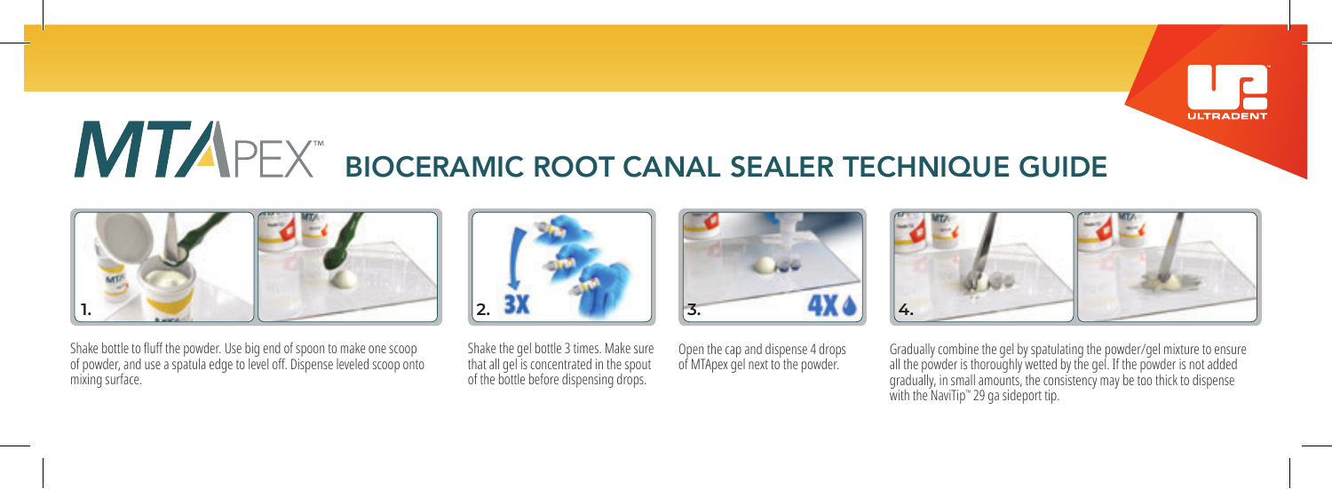# MTAPEX™ BIOCERAMIC ROOT CANAL SEALER TECHNIQUE GUIDE

1. Shake bottle to fluff the powder. Use big end of spoon to make one scoop of powder, and use a spatula edge to level off. Dispense leveled scoop onto mixing surface.

2. 3X — Shake the gel bottle 3 times. Make sure that all gel is concentrated in the spout of the bottle before dispensing drops.

3. 4X — Open the cap and dispense 4 drops of MTApex gel next to the powder.

4. Gradually combine the gel by spatulating the powder/gel mixture to ensure all the powder is thoroughly wetted by the gel. If the powder is not added gradually, in small amounts, the consistency may be too thick to dispense with the NaviTip™ 29 ga sideport tip.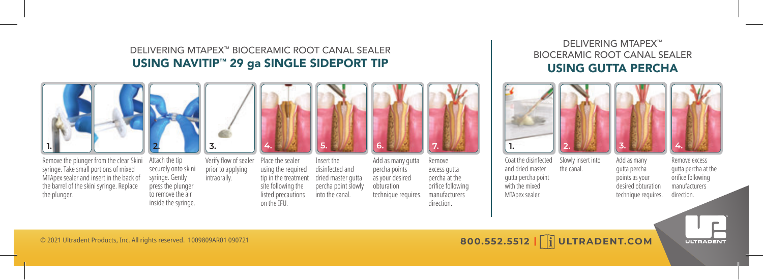## DELIVERING MTAPEX™ BIOCERAMIC ROOT CANAL SEALER

### USING NAVITIP™ 29 ga SINGLE SIDEPORT TIP

1. Remove the plunger from the clear Skini syringe. Take small portions of mixed MTApex sealer and insert in the back of the barrel of the skini syringe. Replace the plunger.
2. Attach the tip securely onto skini syringe. Gently press the plunger to remove the air inside the syringe.
3. Verify flow of sealer prior to applying intraorally.
4. Place the sealer using the required tip in the treatment site following the listed precautions on the IFU.
5. Insert the disinfected and dried master gutta percha point slowly into the canal.
6. Add as many gutta percha points as your desired obturation technique requires.
7. Remove excess gutta percha at the orifice following manufacturers direction.

## DELIVERING MTAPEX™ BIOCERAMIC ROOT CANAL SEALER

### USING GUTTA PERCHA

1. Coat the disinfected and dried master gutta percha point with the mixed MTApex sealer.
2. Slowly insert into the canal.
3. Add as many gutta percha points as your desired obturation technique requires.
4. Remove excess gutta percha at the orifice following manufacturers direction.

© 2021 Ultradent Products, Inc. All rights reserved. 1009809AR01 090721

800.552.5512 | ULTRADENT.COM

ULTRADENT